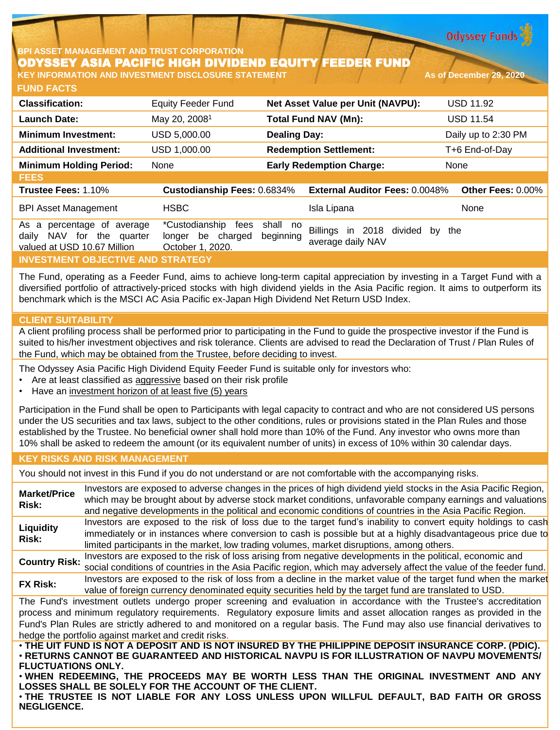BPI ASSET MANAGEMENT AND TRUST CORPORATION

# ODYSSEY ASIA PACIFIC HIGH DIVIDEND EQUITY FEEDER FUND

**KEY INFORMATION AND INVESTMENT DISCLOSURE STATEMENT** — **As of December 29, 2020**

## FUND FACTS

| | | | |
|---|---|---|---|
| **Classification:** | Equity Feeder Fund | **Net Asset Value per Unit (NAVPU):** | USD 11.92 |
| **Launch Date:** | May 20, 2008[1] | **Total Fund NAV (Mn):** | USD 11.54 |
| **Minimum Investment:** | USD 5,000.00 | **Dealing Day:** | Daily up to 2:30 PM |
| **Additional Investment:** | USD 1,000.00 | **Redemption Settlement:** | T+6 End-of-Day |
| **Minimum Holding Period:** | None | **Early Redemption Charge:** | None |

## FEES

| **Trustee Fees:** 1.10% | **Custodianship Fees:** 0.6834% | **External Auditor Fees:** 0.0048% | **Other Fees:** 0.00% |
|---|---|---|---|
| BPI Asset Management | HSBC | Isla Lipana | None |
| As a percentage of average daily NAV for the quarter valued at USD 10.67 Million | *Custodianship fees shall no longer be charged beginning October 1, 2020. | Billings in 2018 divided by the average daily NAV | |

## INVESTMENT OBJECTIVE AND STRATEGY

The Fund, operating as a Feeder Fund, aims to achieve long-term capital appreciation by investing in a Target Fund with a diversified portfolio of attractively-priced stocks with high dividend yields in the Asia Pacific region. It aims to outperform its benchmark which is the MSCI AC Asia Pacific ex-Japan High Dividend Net Return USD Index.

## CLIENT SUITABILITY

A client profiling process shall be performed prior to participating in the Fund to guide the prospective investor if the Fund is suited to his/her investment objectives and risk tolerance. Clients are advised to read the Declaration of Trust / Plan Rules of the Fund, which may be obtained from the Trustee, before deciding to invest.

The Odyssey Asia Pacific High Dividend Equity Feeder Fund is suitable only for investors who:

- Are at least classified as aggressive based on their risk profile
- Have an investment horizon of at least five (5) years

Participation in the Fund shall be open to Participants with legal capacity to contract and who are not considered US persons under the US securities and tax laws, subject to the other conditions, rules or provisions stated in the Plan Rules and those established by the Trustee. No beneficial owner shall hold more than 10% of the Fund. Any investor who owns more than 10% shall be asked to redeem the amount (or its equivalent number of units) in excess of 10% within 30 calendar days.

## KEY RISKS AND RISK MANAGEMENT

You should not invest in this Fund if you do not understand or are not comfortable with the accompanying risks.

| | |
|---|---|
| **Market/Price Risk:** | Investors are exposed to adverse changes in the prices of high dividend yield stocks in the Asia Pacific Region, which may be brought about by adverse stock market conditions, unfavorable company earnings and valuations and negative developments in the political and economic conditions of countries in the Asia Pacific Region. |
| **Liquidity Risk:** | Investors are exposed to the risk of loss due to the target fund's inability to convert equity holdings to cash immediately or in instances where conversion to cash is possible but at a highly disadvantageous price due to limited participants in the market, low trading volumes, market disruptions, among others. |
| **Country Risk:** | Investors are exposed to the risk of loss arising from negative developments in the political, economic and social conditions of countries in the Asia Pacific region, which may adversely affect the value of the feeder fund. |
| **FX Risk:** | Investors are exposed to the risk of loss from a decline in the market value of the target fund when the market value of foreign currency denominated equity securities held by the target fund are translated to USD. |

The Fund's investment outlets undergo proper screening and evaluation in accordance with the Trustee's accreditation process and minimum regulatory requirements. Regulatory exposure limits and asset allocation ranges as provided in the Fund's Plan Rules are strictly adhered to and monitored on a regular basis. The Fund may also use financial derivatives to hedge the portfolio against market and credit risks.

- **THE UIT FUND IS NOT A DEPOSIT AND IS NOT INSURED BY THE PHILIPPINE DEPOSIT INSURANCE CORP. (PDIC).**
- **RETURNS CANNOT BE GUARANTEED AND HISTORICAL NAVPU IS FOR ILLUSTRATION OF NAVPU MOVEMENTS/ FLUCTUATIONS ONLY.**
- **WHEN REDEEMING, THE PROCEEDS MAY BE WORTH LESS THAN THE ORIGINAL INVESTMENT AND ANY LOSSES SHALL BE SOLELY FOR THE ACCOUNT OF THE CLIENT.**
- **THE TRUSTEE IS NOT LIABLE FOR ANY LOSS UNLESS UPON WILLFUL DEFAULT, BAD FAITH OR GROSS NEGLIGENCE.**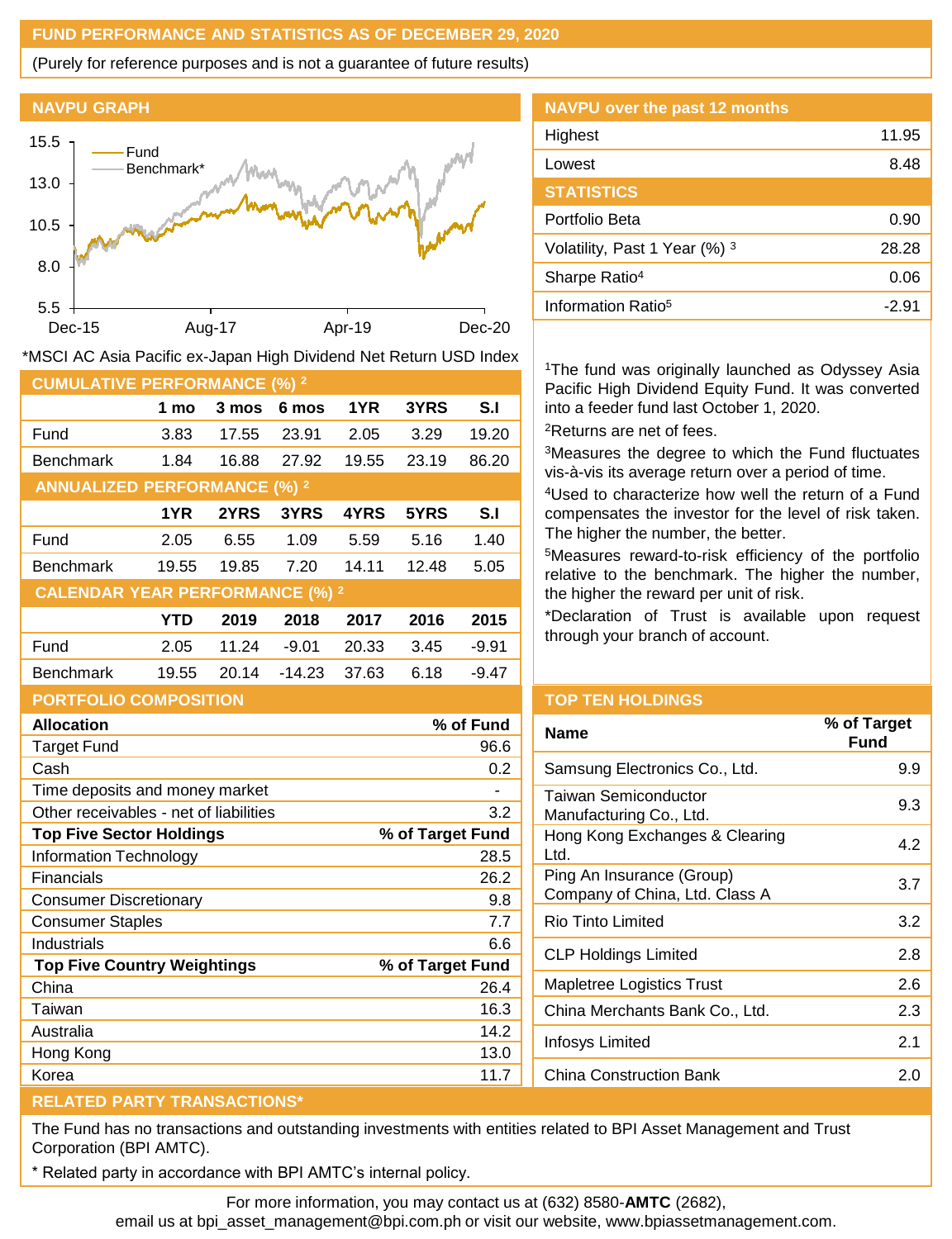## FUND PERFORMANCE AND STATISTICS AS OF DECEMBER 29, 2020

(Purely for reference purposes and is not a guarantee of future results)

### NAVPU GRAPH

*MSCI AC Asia Pacific ex-Japan High Dividend Net Return USD Index

### NAVPU over the past 12 months

| | |
|---|---|
| Highest | 11.95 |
| Lowest | 8.48 |

### STATISTICS

| | |
|---|---|
| Portfolio Beta | 0.90 |
| Volatility, Past 1 Year (%) [3] | 28.28 |
| Sharpe Ratio[4] | 0.06 |
| Information Ratio[5] | -2.91 |

### CUMULATIVE PERFORMANCE (%) [2]

| | 1 mo | 3 mos | 6 mos | 1YR | 3YRS | S.I |
|---|---|---|---|---|---|---|
| Fund | 3.83 | 17.55 | 23.91 | 2.05 | 3.29 | 19.20 |
| Benchmark | 1.84 | 16.88 | 27.92 | 19.55 | 23.19 | 86.20 |

### ANNUALIZED PERFORMANCE (%) [2]

| | 1YR | 2YRS | 3YRS | 4YRS | 5YRS | S.I |
|---|---|---|---|---|---|---|
| Fund | 2.05 | 6.55 | 1.09 | 5.59 | 5.16 | 1.40 |
| Benchmark | 19.55 | 19.85 | 7.20 | 14.11 | 12.48 | 5.05 |

### CALENDAR YEAR PERFORMANCE (%) [2]

| | YTD | 2019 | 2018 | 2017 | 2016 | 2015 |
|---|---|---|---|---|---|---|
| Fund | 2.05 | 11.24 | -9.01 | 20.33 | 3.45 | -9.91 |
| Benchmark | 19.55 | 20.14 | -14.23 | 37.63 | 6.18 | -9.47 |

[1]The fund was originally launched as Odyssey Asia Pacific High Dividend Equity Fund. It was converted into a feeder fund last October 1, 2020.

[2]Returns are net of fees.

[3]Measures the degree to which the Fund fluctuates vis-à-vis its average return over a period of time.

[4]Used to characterize how well the return of a Fund compensates the investor for the level of risk taken. The higher the number, the better.

[5]Measures reward-to-risk efficiency of the portfolio relative to the benchmark. The higher the number, the higher the reward per unit of risk.

*Declaration of Trust is available upon request through your branch of account.

### PORTFOLIO COMPOSITION

| **Allocation** | **% of Fund** |
|---|---|
| Target Fund | 96.6 |
| Cash | 0.2 |
| Time deposits and money market | - |
| Other receivables - net of liabilities | 3.2 |
| **Top Five Sector Holdings** | **% of Target Fund** |
| Information Technology | 28.5 |
| Financials | 26.2 |
| Consumer Discretionary | 9.8 |
| Consumer Staples | 7.7 |
| Industrials | 6.6 |
| **Top Five Country Weightings** | **% of Target Fund** |
| China | 26.4 |
| Taiwan | 16.3 |
| Australia | 14.2 |
| Hong Kong | 13.0 |
| Korea | 11.7 |

### TOP TEN HOLDINGS

| Name | % of Target Fund |
|---|---|
| Samsung Electronics Co., Ltd. | 9.9 |
| Taiwan Semiconductor Manufacturing Co., Ltd. | 9.3 |
| Hong Kong Exchanges & Clearing Ltd. | 4.2 |
| Ping An Insurance (Group) Company of China, Ltd. Class A | 3.7 |
| Rio Tinto Limited | 3.2 |
| CLP Holdings Limited | 2.8 |
| Mapletree Logistics Trust | 2.6 |
| China Merchants Bank Co., Ltd. | 2.3 |
| Infosys Limited | 2.1 |
| China Construction Bank | 2.0 |

### RELATED PARTY TRANSACTIONS*

The Fund has no transactions and outstanding investments with entities related to BPI Asset Management and Trust Corporation (BPI AMTC).

* Related party in accordance with BPI AMTC's internal policy.

For more information, you may contact us at (632) 8580-**AMTC** (2682), email us at bpi_asset_management@bpi.com.ph or visit our website, www.bpiassetmanagement.com.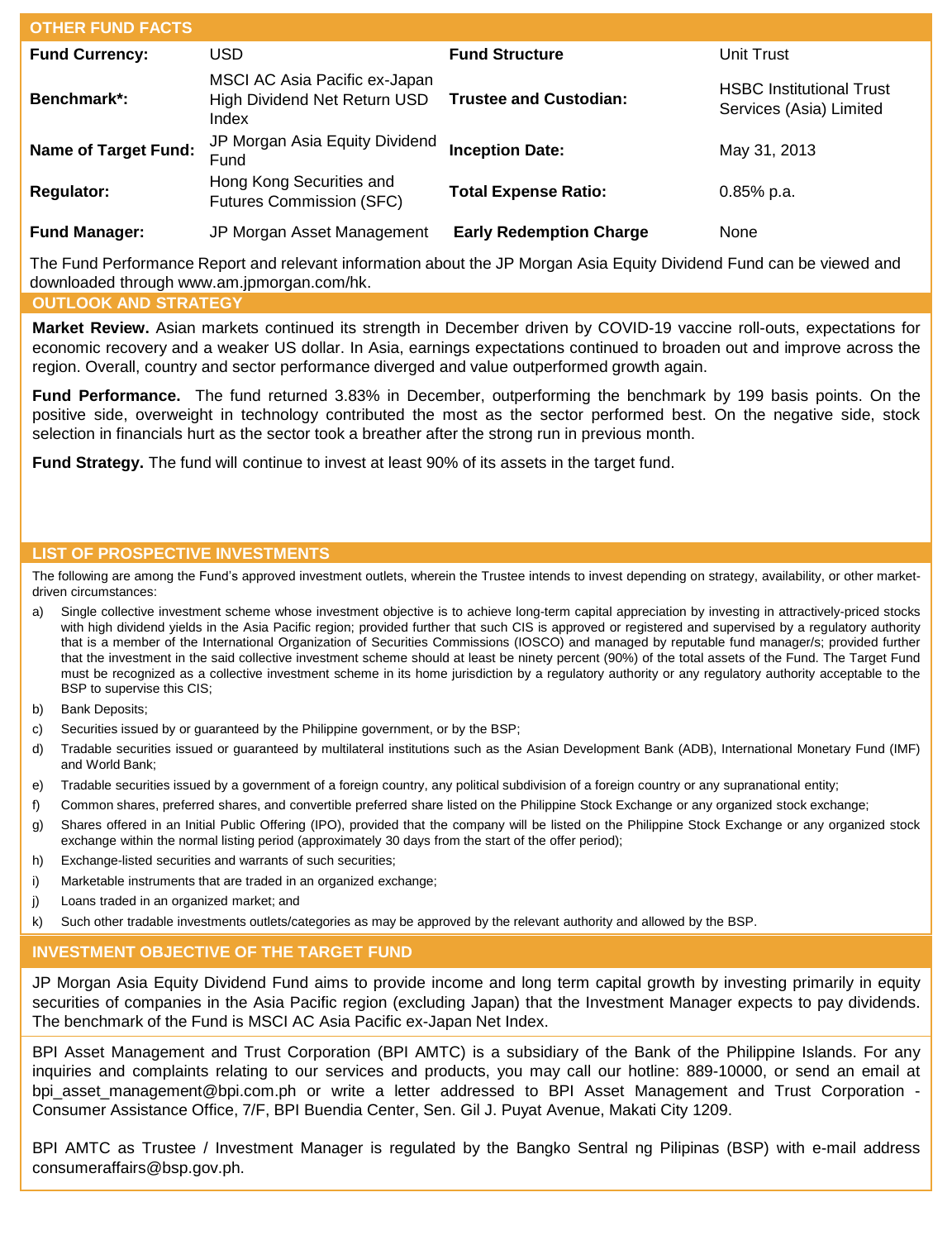## OTHER FUND FACTS

| | | | |
|---|---|---|---|
| **Fund Currency:** | USD | **Fund Structure** | Unit Trust |
| **Benchmark*:** | MSCI AC Asia Pacific ex-Japan High Dividend Net Return USD Index | **Trustee and Custodian:** | HSBC Institutional Trust Services (Asia) Limited |
| **Name of Target Fund:** | JP Morgan Asia Equity Dividend Fund | **Inception Date:** | May 31, 2013 |
| **Regulator:** | Hong Kong Securities and Futures Commission (SFC) | **Total Expense Ratio:** | 0.85% p.a. |
| **Fund Manager:** | JP Morgan Asset Management | **Early Redemption Charge** | None |

The Fund Performance Report and relevant information about the JP Morgan Asia Equity Dividend Fund can be viewed and downloaded through www.am.jpmorgan.com/hk.

## OUTLOOK AND STRATEGY

**Market Review.** Asian markets continued its strength in December driven by COVID-19 vaccine roll-outs, expectations for economic recovery and a weaker US dollar. In Asia, earnings expectations continued to broaden out and improve across the region. Overall, country and sector performance diverged and value outperformed growth again.

**Fund Performance.** The fund returned 3.83% in December, outperforming the benchmark by 199 basis points. On the positive side, overweight in technology contributed the most as the sector performed best. On the negative side, stock selection in financials hurt as the sector took a breather after the strong run in previous month.

**Fund Strategy.** The fund will continue to invest at least 90% of its assets in the target fund.

## LIST OF PROSPECTIVE INVESTMENTS

The following are among the Fund's approved investment outlets, wherein the Trustee intends to invest depending on strategy, availability, or other market-driven circumstances:

a) Single collective investment scheme whose investment objective is to achieve long-term capital appreciation by investing in attractively-priced stocks with high dividend yields in the Asia Pacific region; provided further that such CIS is approved or registered and supervised by a regulatory authority that is a member of the International Organization of Securities Commissions (IOSCO) and managed by reputable fund manager/s; provided further that the investment in the said collective investment scheme should at least be ninety percent (90%) of the total assets of the Fund. The Target Fund must be recognized as a collective investment scheme in its home jurisdiction by a regulatory authority or any regulatory authority acceptable to the BSP to supervise this CIS;

b) Bank Deposits;

c) Securities issued by or guaranteed by the Philippine government, or by the BSP;

d) Tradable securities issued or guaranteed by multilateral institutions such as the Asian Development Bank (ADB), International Monetary Fund (IMF) and World Bank;

e) Tradable securities issued by a government of a foreign country, any political subdivision of a foreign country or any supranational entity;

f) Common shares, preferred shares, and convertible preferred share listed on the Philippine Stock Exchange or any organized stock exchange;

g) Shares offered in an Initial Public Offering (IPO), provided that the company will be listed on the Philippine Stock Exchange or any organized stock exchange within the normal listing period (approximately 30 days from the start of the offer period);

h) Exchange-listed securities and warrants of such securities;

i) Marketable instruments that are traded in an organized exchange;

j) Loans traded in an organized market; and

k) Such other tradable investments outlets/categories as may be approved by the relevant authority and allowed by the BSP.

## INVESTMENT OBJECTIVE OF THE TARGET FUND

JP Morgan Asia Equity Dividend Fund aims to provide income and long term capital growth by investing primarily in equity securities of companies in the Asia Pacific region (excluding Japan) that the Investment Manager expects to pay dividends. The benchmark of the Fund is MSCI AC Asia Pacific ex-Japan Net Index.

BPI Asset Management and Trust Corporation (BPI AMTC) is a subsidiary of the Bank of the Philippine Islands. For any inquiries and complaints relating to our services and products, you may call our hotline: 889-10000, or send an email at bpi_asset_management@bpi.com.ph or write a letter addressed to BPI Asset Management and Trust Corporation - Consumer Assistance Office, 7/F, BPI Buendia Center, Sen. Gil J. Puyat Avenue, Makati City 1209.

BPI AMTC as Trustee / Investment Manager is regulated by the Bangko Sentral ng Pilipinas (BSP) with e-mail address consumeraffairs@bsp.gov.ph.